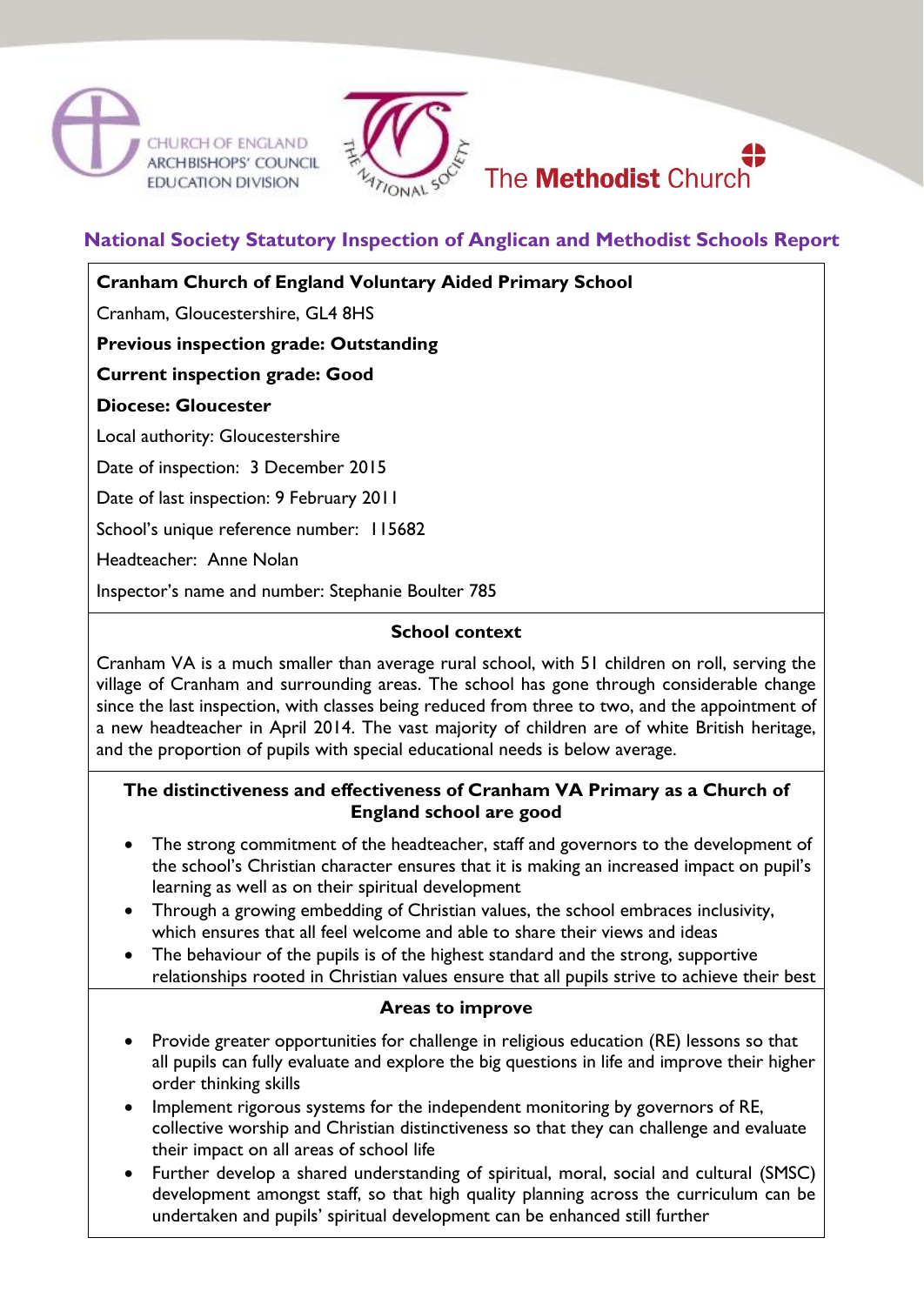CHURCH OF ENGLAND ARCHBISHOPS' COUNCIL EDUCATION DIVISION

THE NATIONAL SOCIETY

The **Methodist** Church

# National Society Statutory Inspection of Anglican and Methodist Schools Report

**Cranham Church of England Voluntary Aided Primary School**

Cranham, Gloucestershire, GL4 8HS

**Previous inspection grade: Outstanding**

**Current inspection grade: Good**

**Diocese: Gloucester**

Local authority: Gloucestershire

Date of inspection: 3 December 2015

Date of last inspection: 9 February 2011

School's unique reference number: 115682

Headteacher: Anne Nolan

Inspector's name and number: Stephanie Boulter 785

## School context

Cranham VA is a much smaller than average rural school, with 51 children on roll, serving the village of Cranham and surrounding areas. The school has gone through considerable change since the last inspection, with classes being reduced from three to two, and the appointment of a new headteacher in April 2014. The vast majority of children are of white British heritage, and the proportion of pupils with special educational needs is below average.

## The distinctiveness and effectiveness of Cranham VA Primary as a Church of England school are good

- The strong commitment of the headteacher, staff and governors to the development of the school's Christian character ensures that it is making an increased impact on pupil's learning as well as on their spiritual development
- Through a growing embedding of Christian values, the school embraces inclusivity, which ensures that all feel welcome and able to share their views and ideas
- The behaviour of the pupils is of the highest standard and the strong, supportive relationships rooted in Christian values ensure that all pupils strive to achieve their best

## Areas to improve

- Provide greater opportunities for challenge in religious education (RE) lessons so that all pupils can fully evaluate and explore the big questions in life and improve their higher order thinking skills
- Implement rigorous systems for the independent monitoring by governors of RE, collective worship and Christian distinctiveness so that they can challenge and evaluate their impact on all areas of school life
- Further develop a shared understanding of spiritual, moral, social and cultural (SMSC) development amongst staff, so that high quality planning across the curriculum can be undertaken and pupils' spiritual development can be enhanced still further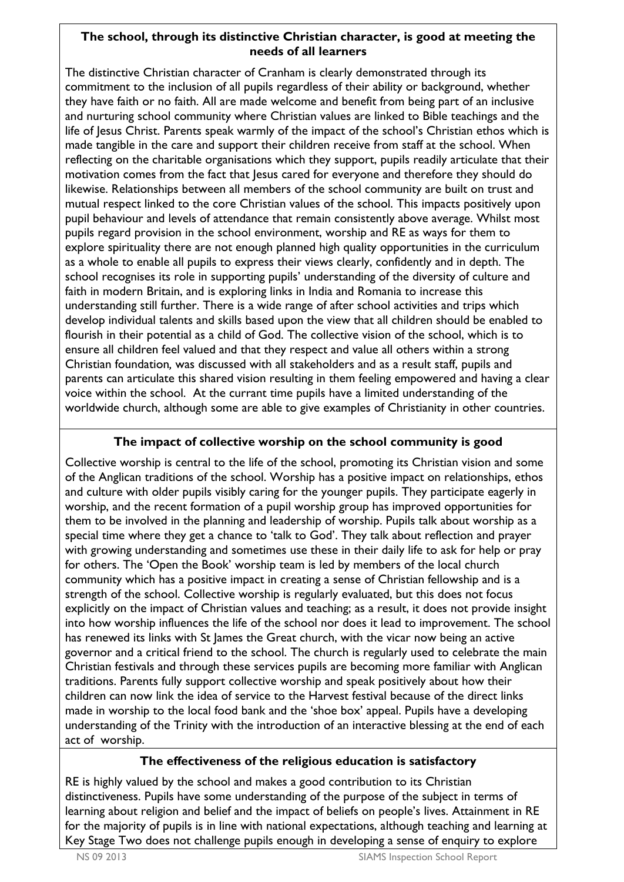### The school, through its distinctive Christian character, is good at meeting the needs of all learners

The distinctive Christian character of Cranham is clearly demonstrated through its commitment to the inclusion of all pupils regardless of their ability or background, whether they have faith or no faith. All are made welcome and benefit from being part of an inclusive and nurturing school community where Christian values are linked to Bible teachings and the life of Jesus Christ. Parents speak warmly of the impact of the school's Christian ethos which is made tangible in the care and support their children receive from staff at the school. When reflecting on the charitable organisations which they support, pupils readily articulate that their motivation comes from the fact that Jesus cared for everyone and therefore they should do likewise. Relationships between all members of the school community are built on trust and mutual respect linked to the core Christian values of the school. This impacts positively upon pupil behaviour and levels of attendance that remain consistently above average. Whilst most pupils regard provision in the school environment, worship and RE as ways for them to explore spirituality there are not enough planned high quality opportunities in the curriculum as a whole to enable all pupils to express their views clearly, confidently and in depth. The school recognises its role in supporting pupils' understanding of the diversity of culture and faith in modern Britain, and is exploring links in India and Romania to increase this understanding still further. There is a wide range of after school activities and trips which develop individual talents and skills based upon the view that all children should be enabled to flourish in their potential as a child of God. The collective vision of the school, which is to ensure all children feel valued and that they respect and value all others within a strong Christian foundation, was discussed with all stakeholders and as a result staff, pupils and parents can articulate this shared vision resulting in them feeling empowered and having a clear voice within the school. At the currant time pupils have a limited understanding of the worldwide church, although some are able to give examples of Christianity in other countries.

### The impact of collective worship on the school community is good

Collective worship is central to the life of the school, promoting its Christian vision and some of the Anglican traditions of the school. Worship has a positive impact on relationships, ethos and culture with older pupils visibly caring for the younger pupils. They participate eagerly in worship, and the recent formation of a pupil worship group has improved opportunities for them to be involved in the planning and leadership of worship. Pupils talk about worship as a special time where they get a chance to 'talk to God'. They talk about reflection and prayer with growing understanding and sometimes use these in their daily life to ask for help or pray for others. The 'Open the Book' worship team is led by members of the local church community which has a positive impact in creating a sense of Christian fellowship and is a strength of the school. Collective worship is regularly evaluated, but this does not focus explicitly on the impact of Christian values and teaching; as a result, it does not provide insight into how worship influences the life of the school nor does it lead to improvement. The school has renewed its links with St James the Great church, with the vicar now being an active governor and a critical friend to the school. The church is regularly used to celebrate the main Christian festivals and through these services pupils are becoming more familiar with Anglican traditions. Parents fully support collective worship and speak positively about how their children can now link the idea of service to the Harvest festival because of the direct links made in worship to the local food bank and the 'shoe box' appeal. Pupils have a developing understanding of the Trinity with the introduction of an interactive blessing at the end of each act of worship.

### The effectiveness of the religious education is satisfactory

RE is highly valued by the school and makes a good contribution to its Christian distinctiveness. Pupils have some understanding of the purpose of the subject in terms of learning about religion and belief and the impact of beliefs on people's lives. Attainment in RE for the majority of pupils is in line with national expectations, although teaching and learning at Key Stage Two does not challenge pupils enough in developing a sense of enquiry to explore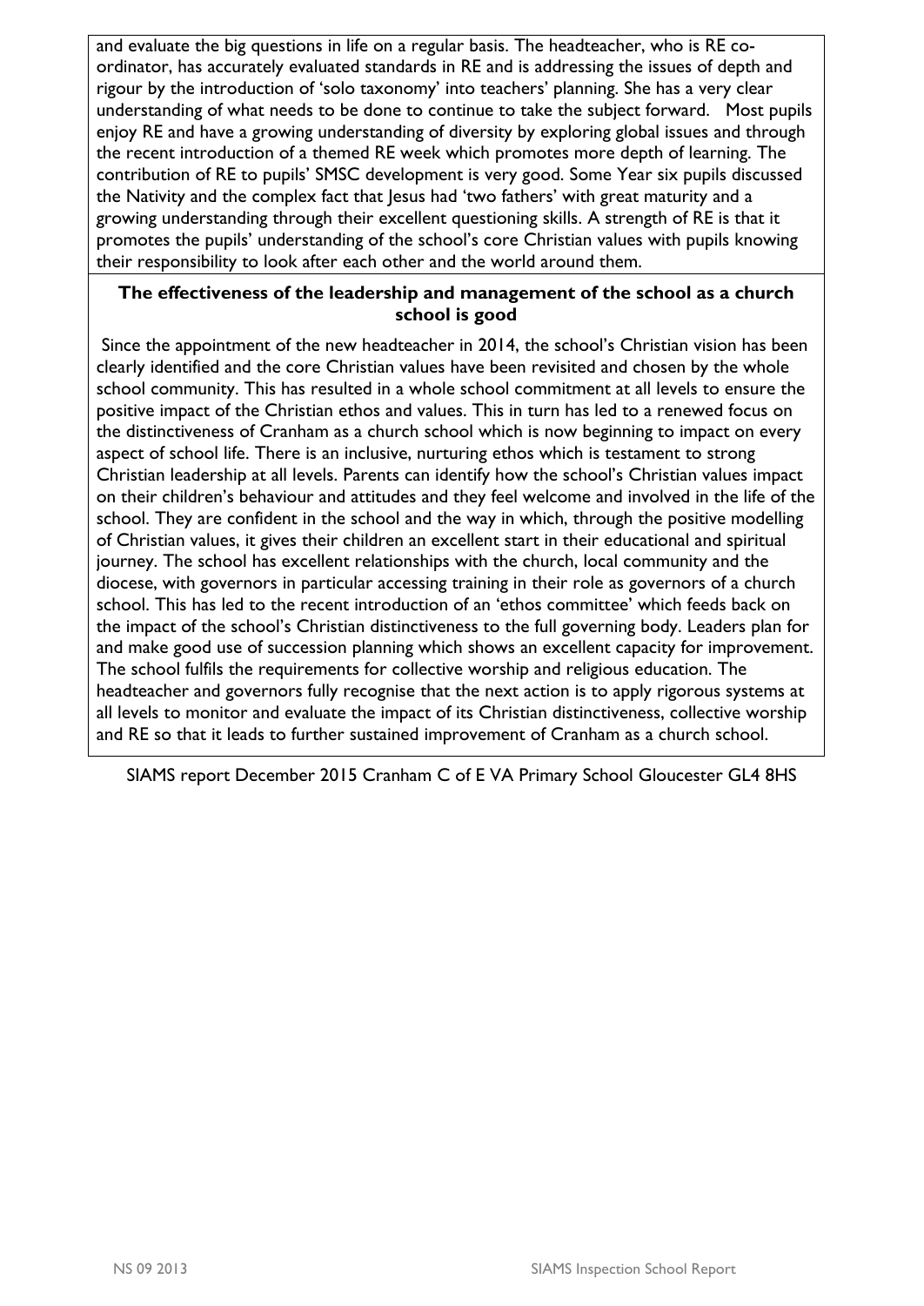and evaluate the big questions in life on a regular basis. The headteacher, who is RE co-ordinator, has accurately evaluated standards in RE and is addressing the issues of depth and rigour by the introduction of 'solo taxonomy' into teachers' planning. She has a very clear understanding of what needs to be done to continue to take the subject forward. Most pupils enjoy RE and have a growing understanding of diversity by exploring global issues and through the recent introduction of a themed RE week which promotes more depth of learning. The contribution of RE to pupils' SMSC development is very good. Some Year six pupils discussed the Nativity and the complex fact that Jesus had 'two fathers' with great maturity and a growing understanding through their excellent questioning skills. A strength of RE is that it promotes the pupils' understanding of the school's core Christian values with pupils knowing their responsibility to look after each other and the world around them.

**The effectiveness of the leadership and management of the school as a church school is good**

Since the appointment of the new headteacher in 2014, the school's Christian vision has been clearly identified and the core Christian values have been revisited and chosen by the whole school community. This has resulted in a whole school commitment at all levels to ensure the positive impact of the Christian ethos and values. This in turn has led to a renewed focus on the distinctiveness of Cranham as a church school which is now beginning to impact on every aspect of school life. There is an inclusive, nurturing ethos which is testament to strong Christian leadership at all levels. Parents can identify how the school's Christian values impact on their children's behaviour and attitudes and they feel welcome and involved in the life of the school. They are confident in the school and the way in which, through the positive modelling of Christian values, it gives their children an excellent start in their educational and spiritual journey. The school has excellent relationships with the church, local community and the diocese, with governors in particular accessing training in their role as governors of a church school. This has led to the recent introduction of an 'ethos committee' which feeds back on the impact of the school's Christian distinctiveness to the full governing body. Leaders plan for and make good use of succession planning which shows an excellent capacity for improvement. The school fulfils the requirements for collective worship and religious education. The headteacher and governors fully recognise that the next action is to apply rigorous systems at all levels to monitor and evaluate the impact of its Christian distinctiveness, collective worship and RE so that it leads to further sustained improvement of Cranham as a church school.

SIAMS report December 2015 Cranham C of E VA Primary School Gloucester GL4 8HS